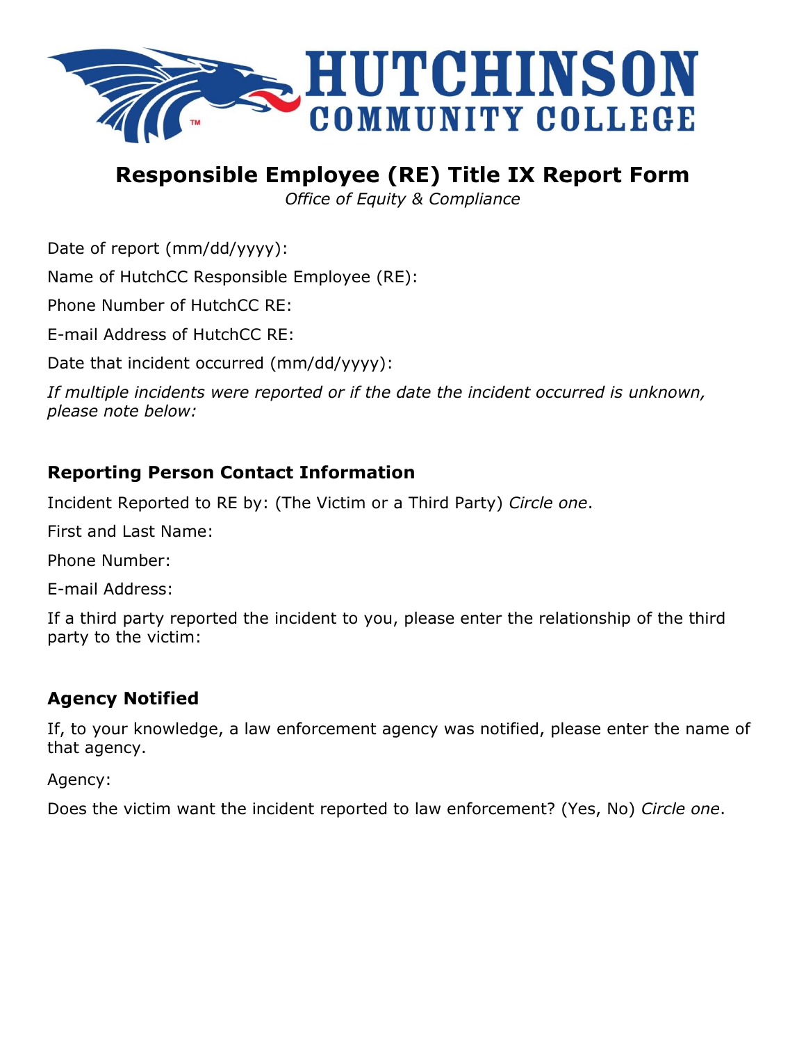# HUTCHINSON COMMUNITY COLLEGE

## Responsible Employee (RE) Title IX Report Form

*Office of Equity & Compliance*

Date of report (mm/dd/yyyy):

Name of HutchCC Responsible Employee (RE):

Phone Number of HutchCC RE:

E-mail Address of HutchCC RE:

Date that incident occurred (mm/dd/yyyy):

*If multiple incidents were reported or if the date the incident occurred is unknown, please note below:*

### Reporting Person Contact Information

Incident Reported to RE by: (The Victim or a Third Party) *Circle one*.

First and Last Name:

Phone Number:

E-mail Address:

If a third party reported the incident to you, please enter the relationship of the third party to the victim:

### Agency Notified

If, to your knowledge, a law enforcement agency was notified, please enter the name of that agency.

Agency:

Does the victim want the incident reported to law enforcement? (Yes, No) *Circle one*.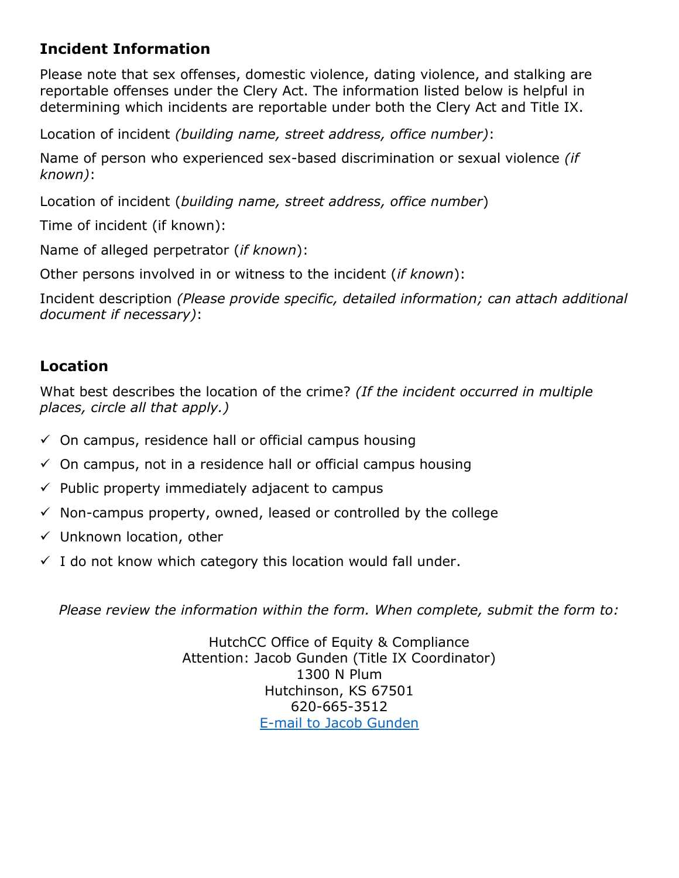## Incident Information

Please note that sex offenses, domestic violence, dating violence, and stalking are reportable offenses under the Clery Act. The information listed below is helpful in determining which incidents are reportable under both the Clery Act and Title IX.

Location of incident *(building name, street address, office number)*:

Name of person who experienced sex-based discrimination or sexual violence *(if known)*:

Location of incident (*building name, street address, office number*)

Time of incident (if known):

Name of alleged perpetrator (*if known*):

Other persons involved in or witness to the incident (*if known*):

Incident description *(Please provide specific, detailed information; can attach additional document if necessary)*:

## Location

What best describes the location of the crime? *(If the incident occurred in multiple places, circle all that apply.)*

- ✓ On campus, residence hall or official campus housing
- ✓ On campus, not in a residence hall or official campus housing
- ✓ Public property immediately adjacent to campus
- ✓ Non-campus property, owned, leased or controlled by the college
- ✓ Unknown location, other
- ✓ I do not know which category this location would fall under.

*Please review the information within the form. When complete, submit the form to:*

HutchCC Office of Equity & Compliance
Attention: Jacob Gunden (Title IX Coordinator)
1300 N Plum
Hutchinson, KS 67501
620-665-3512
E-mail to Jacob Gunden